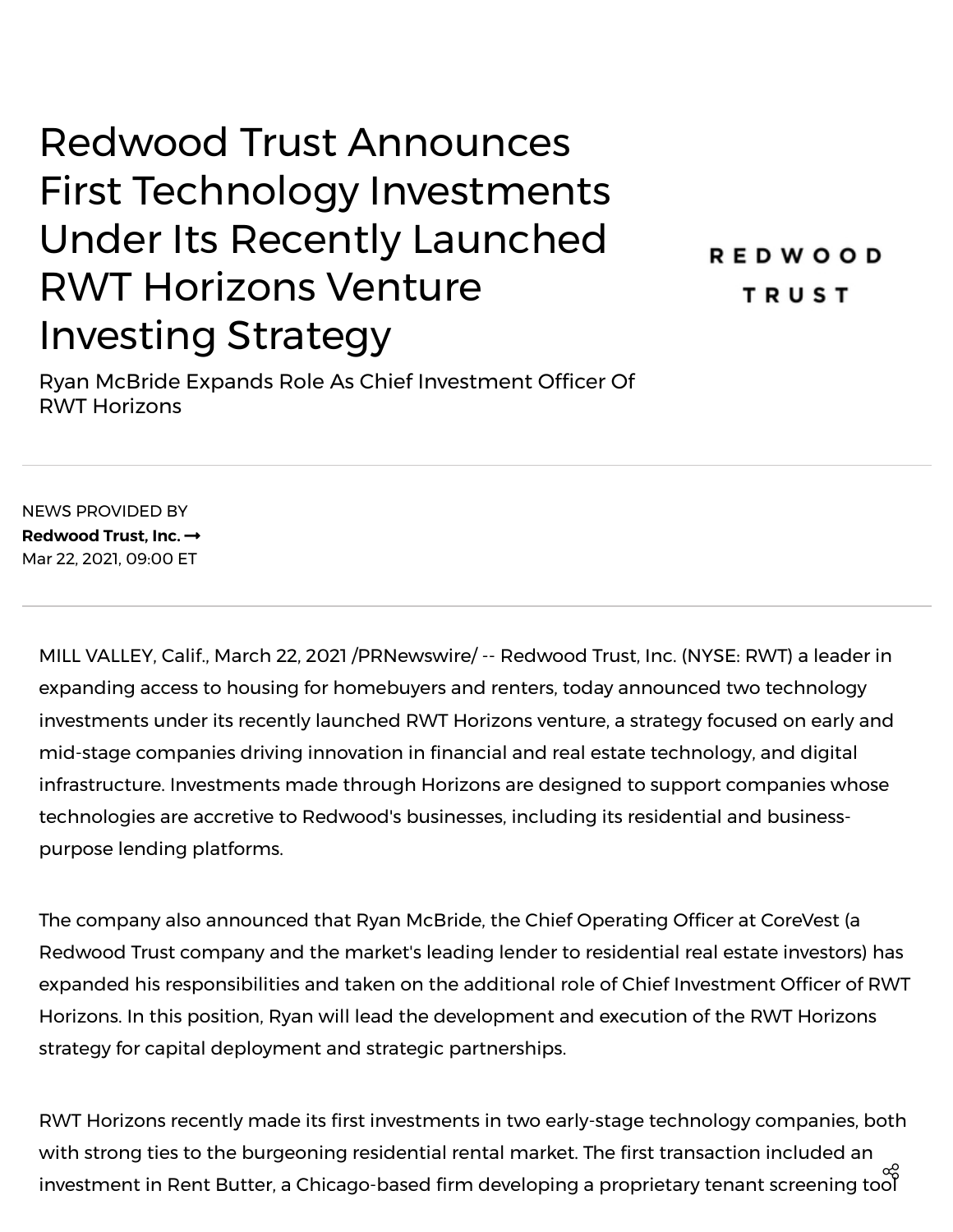# Redwood Trust Announces First Technology Investments Under Its Recently Launched RWT Horizons Venture Investing Strategy

## Ryan McBride Expands Role As Chief Investment Officer Of RWT Horizons

REDWOOD TRUST

NEWS PROVIDED BY
**Redwood Trust, Inc. ➞**
Mar 22, 2021, 09:00 ET

MILL VALLEY, Calif., March 22, 2021 /PRNewswire/ -- Redwood Trust, Inc. (NYSE: RWT) a leader in expanding access to housing for homebuyers and renters, today announced two technology investments under its recently launched RWT Horizons venture, a strategy focused on early and mid-stage companies driving innovation in financial and real estate technology, and digital infrastructure. Investments made through Horizons are designed to support companies whose technologies are accretive to Redwood's businesses, including its residential and business-purpose lending platforms.

The company also announced that Ryan McBride, the Chief Operating Officer at CoreVest (a Redwood Trust company and the market's leading lender to residential real estate investors) has expanded his responsibilities and taken on the additional role of Chief Investment Officer of RWT Horizons. In this position, Ryan will lead the development and execution of the RWT Horizons strategy for capital deployment and strategic partnerships.

RWT Horizons recently made its first investments in two early-stage technology companies, both with strong ties to the burgeoning residential rental market. The first transaction included an investment in Rent Butter, a Chicago-based firm developing a proprietary tenant screening tool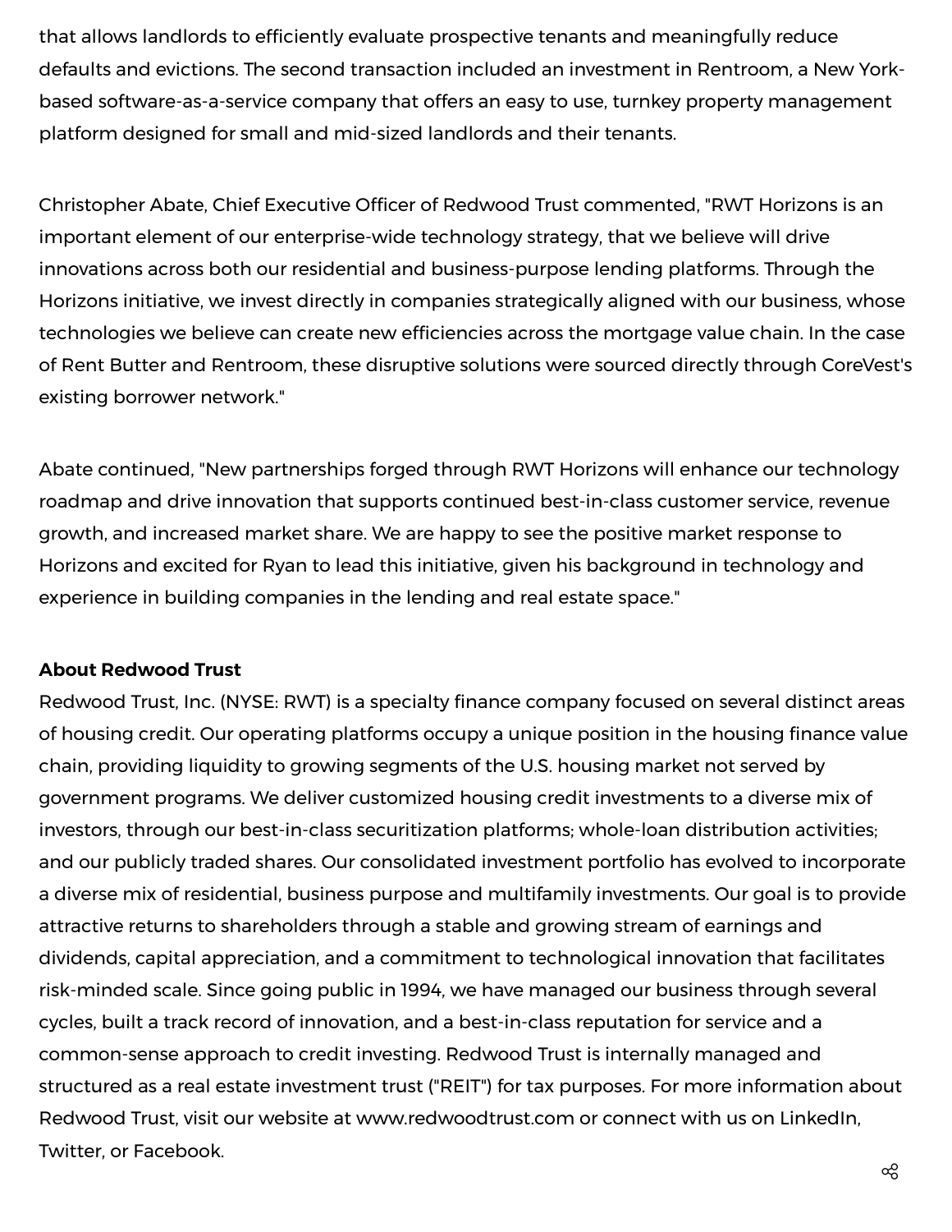that allows landlords to efficiently evaluate prospective tenants and meaningfully reduce defaults and evictions. The second transaction included an investment in Rentroom, a New York-based software-as-a-service company that offers an easy to use, turnkey property management platform designed for small and mid-sized landlords and their tenants.

Christopher Abate, Chief Executive Officer of Redwood Trust commented, "RWT Horizons is an important element of our enterprise-wide technology strategy, that we believe will drive innovations across both our residential and business-purpose lending platforms. Through the Horizons initiative, we invest directly in companies strategically aligned with our business, whose technologies we believe can create new efficiencies across the mortgage value chain. In the case of Rent Butter and Rentroom, these disruptive solutions were sourced directly through CoreVest's existing borrower network."

Abate continued, "New partnerships forged through RWT Horizons will enhance our technology roadmap and drive innovation that supports continued best-in-class customer service, revenue growth, and increased market share. We are happy to see the positive market response to Horizons and excited for Ryan to lead this initiative, given his background in technology and experience in building companies in the lending and real estate space."

**About Redwood Trust**

Redwood Trust, Inc. (NYSE: RWT) is a specialty finance company focused on several distinct areas of housing credit. Our operating platforms occupy a unique position in the housing finance value chain, providing liquidity to growing segments of the U.S. housing market not served by government programs. We deliver customized housing credit investments to a diverse mix of investors, through our best-in-class securitization platforms; whole-loan distribution activities; and our publicly traded shares. Our consolidated investment portfolio has evolved to incorporate a diverse mix of residential, business purpose and multifamily investments. Our goal is to provide attractive returns to shareholders through a stable and growing stream of earnings and dividends, capital appreciation, and a commitment to technological innovation that facilitates risk-minded scale. Since going public in 1994, we have managed our business through several cycles, built a track record of innovation, and a best-in-class reputation for service and a common-sense approach to credit investing. Redwood Trust is internally managed and structured as a real estate investment trust ("REIT") for tax purposes. For more information about Redwood Trust, visit our website at www.redwoodtrust.com or connect with us on LinkedIn, Twitter, or Facebook.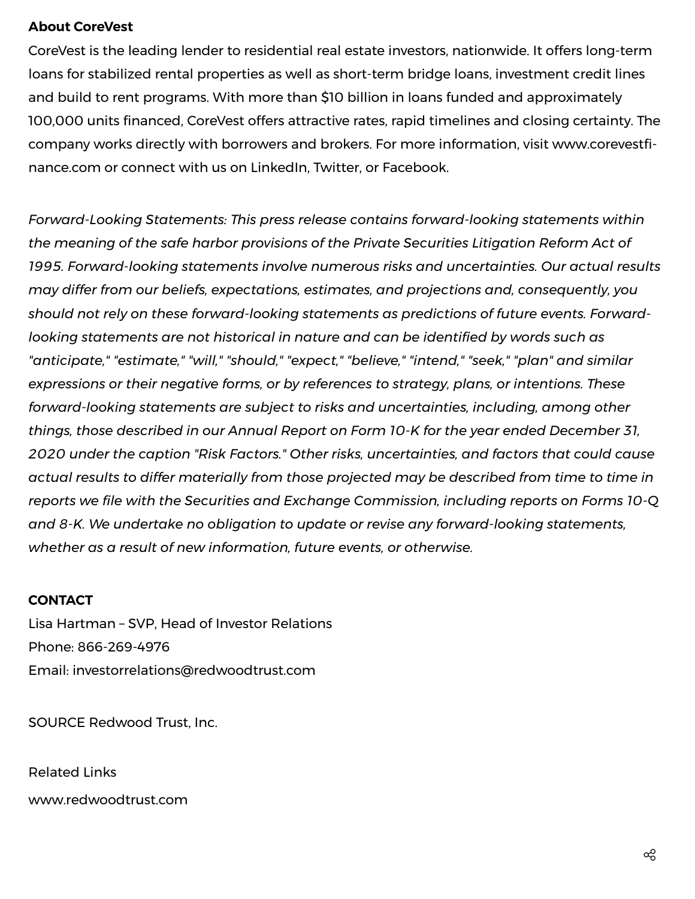**About CoreVest**

CoreVest is the leading lender to residential real estate investors, nationwide. It offers long-term loans for stabilized rental properties as well as short-term bridge loans, investment credit lines and build to rent programs. With more than $10 billion in loans funded and approximately 100,000 units financed, CoreVest offers attractive rates, rapid timelines and closing certainty. The company works directly with borrowers and brokers. For more information, visit www.corevestfinance.com or connect with us on LinkedIn, Twitter, or Facebook.

*Forward-Looking Statements: This press release contains forward-looking statements within the meaning of the safe harbor provisions of the Private Securities Litigation Reform Act of 1995. Forward-looking statements involve numerous risks and uncertainties. Our actual results may differ from our beliefs, expectations, estimates, and projections and, consequently, you should not rely on these forward-looking statements as predictions of future events. Forward-looking statements are not historical in nature and can be identified by words such as "anticipate," "estimate," "will," "should," "expect," "believe," "intend," "seek," "plan" and similar expressions or their negative forms, or by references to strategy, plans, or intentions. These forward-looking statements are subject to risks and uncertainties, including, among other things, those described in our Annual Report on Form 10-K for the year ended December 31, 2020 under the caption "Risk Factors." Other risks, uncertainties, and factors that could cause actual results to differ materially from those projected may be described from time to time in reports we file with the Securities and Exchange Commission, including reports on Forms 10-Q and 8-K. We undertake no obligation to update or revise any forward-looking statements, whether as a result of new information, future events, or otherwise.*

**CONTACT**

Lisa Hartman – SVP, Head of Investor Relations
Phone: 866-269-4976
Email: investorrelations@redwoodtrust.com

SOURCE Redwood Trust, Inc.

Related Links

www.redwoodtrust.com